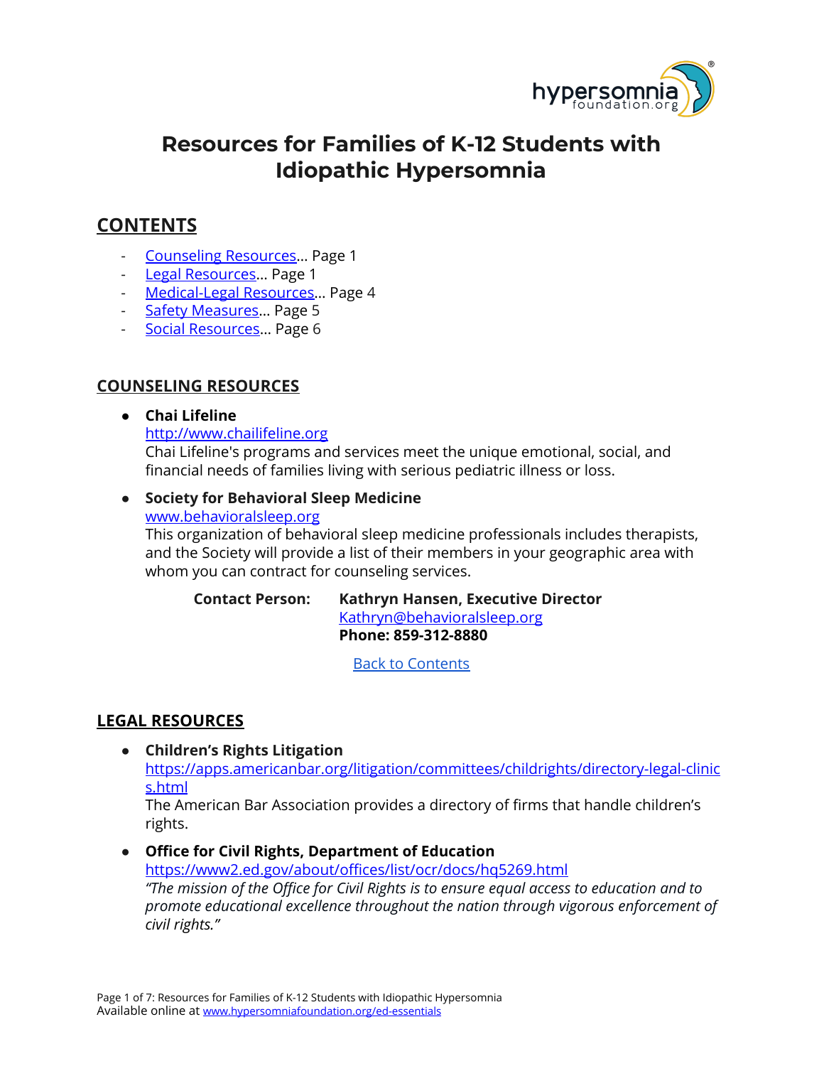# Resources for Families of K-12 Students with Idiopathic Hypersomnia

## CONTENTS

- [Counseling Resources]... Page 1
- [Legal Resources]... Page 1
- [Medical-Legal Resources]... Page 4
- [Safety Measures]... Page 5
- [Social Resources]... Page 6

## COUNSELING RESOURCES

- **Chai Lifeline**
  http://www.chailifeline.org
  Chai Lifeline's programs and services meet the unique emotional, social, and financial needs of families living with serious pediatric illness or loss.

- **Society for Behavioral Sleep Medicine**
  www.behavioralsleep.org
  This organization of behavioral sleep medicine professionals includes therapists, and the Society will provide a list of their members in your geographic area with whom you can contract for counseling services.

  **Contact Person:** **Kathryn Hansen, Executive Director**
  Kathryn@behavioralsleep.org
  **Phone: 859-312-8880**

Back to Contents

## LEGAL RESOURCES

- **Children's Rights Litigation**
  https://apps.americanbar.org/litigation/committees/childrights/directory-legal-clinics.html
  The American Bar Association provides a directory of firms that handle children's rights.

- **Office for Civil Rights, Department of Education**
  https://www2.ed.gov/about/offices/list/ocr/docs/hq5269.html
  *"The mission of the Office for Civil Rights is to ensure equal access to education and to promote educational excellence throughout the nation through vigorous enforcement of civil rights."*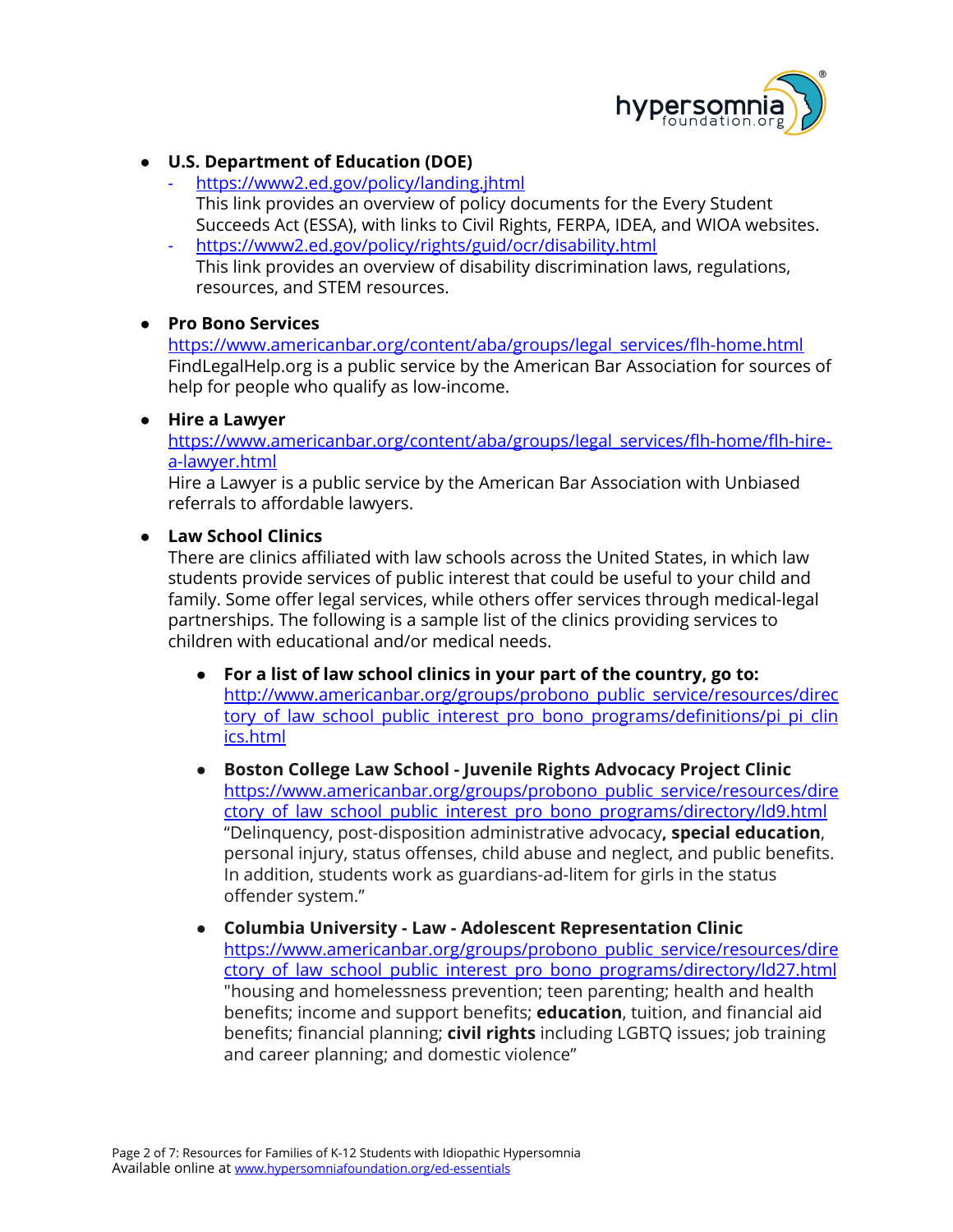- **U.S. Department of Education (DOE)**
  - https://www2.ed.gov/policy/landing.jhtml
    This link provides an overview of policy documents for the Every Student Succeeds Act (ESSA), with links to Civil Rights, FERPA, IDEA, and WIOA websites.
  - https://www2.ed.gov/policy/rights/guid/ocr/disability.html
    This link provides an overview of disability discrimination laws, regulations, resources, and STEM resources.

- **Pro Bono Services**
  https://www.americanbar.org/content/aba/groups/legal_services/flh-home.html
  FindLegalHelp.org is a public service by the American Bar Association for sources of help for people who qualify as low-income.

- **Hire a Lawyer**
  https://www.americanbar.org/content/aba/groups/legal_services/flh-home/flh-hire-a-lawyer.html
  Hire a Lawyer is a public service by the American Bar Association with Unbiased referrals to affordable lawyers.

- **Law School Clinics**
  There are clinics affiliated with law schools across the United States, in which law students provide services of public interest that could be useful to your child and family. Some offer legal services, while others offer services through medical-legal partnerships. The following is a sample list of the clinics providing services to children with educational and/or medical needs.

  - **For a list of law school clinics in your part of the country, go to:**
    http://www.americanbar.org/groups/probono_public_service/resources/directory_of_law_school_public_interest_pro_bono_programs/definitions/pi_pi_clinics.html

  - **Boston College Law School - Juvenile Rights Advocacy Project Clinic**
    https://www.americanbar.org/groups/probono_public_service/resources/directory_of_law_school_public_interest_pro_bono_programs/directory/ld9.html
    "Delinquency, post-disposition administrative advocacy**, special education**, personal injury, status offenses, child abuse and neglect, and public benefits. In addition, students work as guardians-ad-litem for girls in the status offender system."

  - **Columbia University - Law - Adolescent Representation Clinic**
    https://www.americanbar.org/groups/probono_public_service/resources/directory_of_law_school_public_interest_pro_bono_programs/directory/ld27.html
    "housing and homelessness prevention; teen parenting; health and health benefits; income and support benefits; **education**, tuition, and financial aid benefits; financial planning; **civil rights** including LGBTQ issues; job training and career planning; and domestic violence"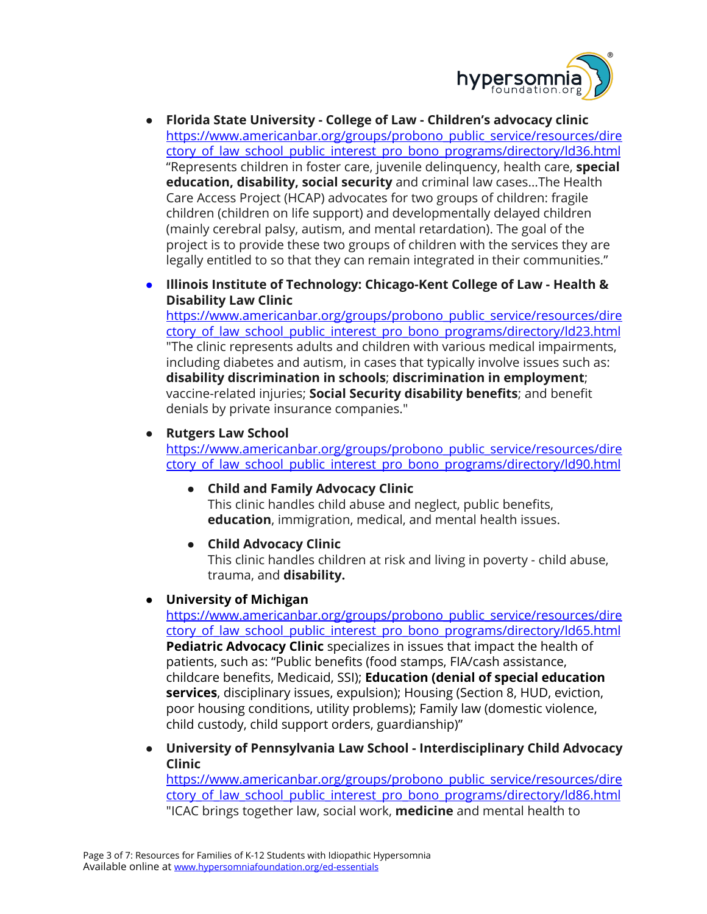- **Florida State University - College of Law - Children's advocacy clinic**
  [https://www.americanbar.org/groups/probono_public_service/resources/directory_of_law_school_public_interest_pro_bono_programs/directory/ld36.html](https://www.americanbar.org/groups/probono_public_service/resources/directory_of_law_school_public_interest_pro_bono_programs/directory/ld36.html)
  "Represents children in foster care, juvenile delinquency, health care, **special education, disability, social security** and criminal law cases...The Health Care Access Project (HCAP) advocates for two groups of children: fragile children (children on life support) and developmentally delayed children (mainly cerebral palsy, autism, and mental retardation). The goal of the project is to provide these two groups of children with the services they are legally entitled to so that they can remain integrated in their communities."

- **Illinois Institute of Technology: Chicago-Kent College of Law - Health & Disability Law Clinic**
  [https://www.americanbar.org/groups/probono_public_service/resources/directory_of_law_school_public_interest_pro_bono_programs/directory/ld23.html](https://www.americanbar.org/groups/probono_public_service/resources/directory_of_law_school_public_interest_pro_bono_programs/directory/ld23.html)
  "The clinic represents adults and children with various medical impairments, including diabetes and autism, in cases that typically involve issues such as: **disability discrimination in schools**; **discrimination in employment**; vaccine-related injuries; **Social Security disability benefits**; and benefit denials by private insurance companies."

- **Rutgers Law School**
  [https://www.americanbar.org/groups/probono_public_service/resources/directory_of_law_school_public_interest_pro_bono_programs/directory/ld90.html](https://www.americanbar.org/groups/probono_public_service/resources/directory_of_law_school_public_interest_pro_bono_programs/directory/ld90.html)
  - **Child and Family Advocacy Clinic**
    This clinic handles child abuse and neglect, public benefits, **education**, immigration, medical, and mental health issues.
  - **Child Advocacy Clinic**
    This clinic handles children at risk and living in poverty - child abuse, trauma, and **disability.**

- **University of Michigan**
  [https://www.americanbar.org/groups/probono_public_service/resources/directory_of_law_school_public_interest_pro_bono_programs/directory/ld65.html](https://www.americanbar.org/groups/probono_public_service/resources/directory_of_law_school_public_interest_pro_bono_programs/directory/ld65.html)
  **Pediatric Advocacy Clinic** specializes in issues that impact the health of patients, such as: "Public benefits (food stamps, FIA/cash assistance, childcare benefits, Medicaid, SSI); **Education (denial of special education services**, disciplinary issues, expulsion); Housing (Section 8, HUD, eviction, poor housing conditions, utility problems); Family law (domestic violence, child custody, child support orders, guardianship)"

- **University of Pennsylvania Law School - Interdisciplinary Child Advocacy Clinic**
  [https://www.americanbar.org/groups/probono_public_service/resources/directory_of_law_school_public_interest_pro_bono_programs/directory/ld86.html](https://www.americanbar.org/groups/probono_public_service/resources/directory_of_law_school_public_interest_pro_bono_programs/directory/ld86.html)
  "ICAC brings together law, social work, **medicine** and mental health to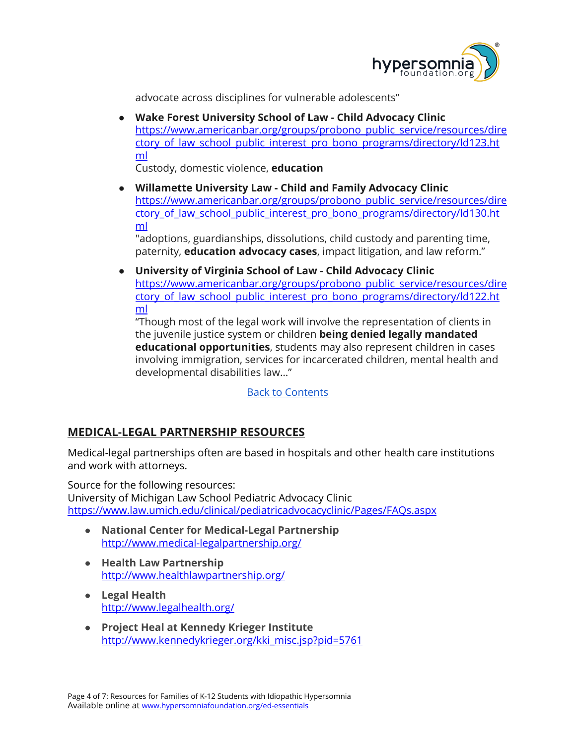advocate across disciplines for vulnerable adolescents"

- **Wake Forest University School of Law - Child Advocacy Clinic**
  [https://www.americanbar.org/groups/probono_public_service/resources/directory_of_law_school_public_interest_pro_bono_programs/directory/ld123.html](https://www.americanbar.org/groups/probono_public_service/resources/directory_of_law_school_public_interest_pro_bono_programs/directory/ld123.html)
  Custody, domestic violence, **education**

- **Willamette University Law - Child and Family Advocacy Clinic**
  [https://www.americanbar.org/groups/probono_public_service/resources/directory_of_law_school_public_interest_pro_bono_programs/directory/ld130.html](https://www.americanbar.org/groups/probono_public_service/resources/directory_of_law_school_public_interest_pro_bono_programs/directory/ld130.html)
  "adoptions, guardianships, dissolutions, child custody and parenting time, paternity, **education advocacy cases**, impact litigation, and law reform."

- **University of Virginia School of Law - Child Advocacy Clinic**
  [https://www.americanbar.org/groups/probono_public_service/resources/directory_of_law_school_public_interest_pro_bono_programs/directory/ld122.html](https://www.americanbar.org/groups/probono_public_service/resources/directory_of_law_school_public_interest_pro_bono_programs/directory/ld122.html)
  "Though most of the legal work will involve the representation of clients in the juvenile justice system or children **being denied legally mandated educational opportunities**, students may also represent children in cases involving immigration, services for incarcerated children, mental health and developmental disabilities law..."

Back to Contents

## MEDICAL-LEGAL PARTNERSHIP RESOURCES

Medical-legal partnerships often are based in hospitals and other health care institutions and work with attorneys.

Source for the following resources:
University of Michigan Law School Pediatric Advocacy Clinic
[https://www.law.umich.edu/clinical/pediatricadvocacyclinic/Pages/FAQs.aspx](https://www.law.umich.edu/clinical/pediatricadvocacyclinic/Pages/FAQs.aspx)

- **National Center for Medical-Legal Partnership**
  [http://www.medical-legalpartnership.org/](http://www.medical-legalpartnership.org/)

- **Health Law Partnership**
  [http://www.healthlawpartnership.org/](http://www.healthlawpartnership.org/)

- **Legal Health**
  [http://www.legalhealth.org/](http://www.legalhealth.org/)

- **Project Heal at Kennedy Krieger Institute**
  [http://www.kennedykrieger.org/kki_misc.jsp?pid=5761](http://www.kennedykrieger.org/kki_misc.jsp?pid=5761)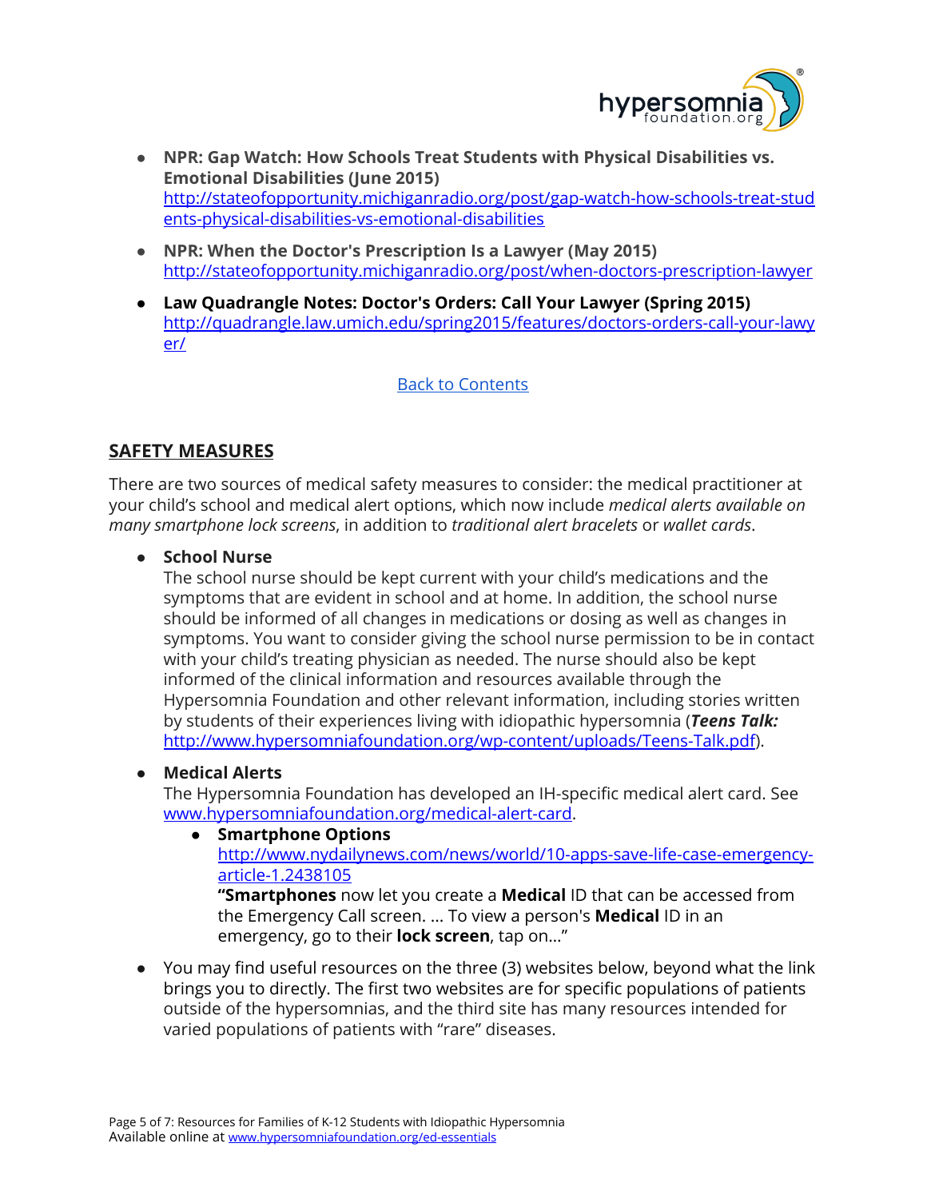- **NPR: Gap Watch: How Schools Treat Students with Physical Disabilities vs. Emotional Disabilities (June 2015)**
  [http://stateofopportunity.michiganradio.org/post/gap-watch-how-schools-treat-students-physical-disabilities-vs-emotional-disabilities](http://stateofopportunity.michiganradio.org/post/gap-watch-how-schools-treat-students-physical-disabilities-vs-emotional-disabilities)
- **NPR: When the Doctor's Prescription Is a Lawyer (May 2015)**
  [http://stateofopportunity.michiganradio.org/post/when-doctors-prescription-lawyer](http://stateofopportunity.michiganradio.org/post/when-doctors-prescription-lawyer)
- **Law Quadrangle Notes: Doctor's Orders: Call Your Lawyer (Spring 2015)**
  [http://quadrangle.law.umich.edu/spring2015/features/doctors-orders-call-your-lawyer/](http://quadrangle.law.umich.edu/spring2015/features/doctors-orders-call-your-lawyer/)

Back to Contents

## SAFETY MEASURES

There are two sources of medical safety measures to consider: the medical practitioner at your child's school and medical alert options, which now include *medical alerts available on many smartphone lock screens*, in addition to *traditional alert bracelets* or *wallet cards*.

- **School Nurse**
  The school nurse should be kept current with your child's medications and the symptoms that are evident in school and at home. In addition, the school nurse should be informed of all changes in medications or dosing as well as changes in symptoms. You want to consider giving the school nurse permission to be in contact with your child's treating physician as needed. The nurse should also be kept informed of the clinical information and resources available through the Hypersomnia Foundation and other relevant information, including stories written by students of their experiences living with idiopathic hypersomnia (***Teens Talk:*** [http://www.hypersomniafoundation.org/wp-content/uploads/Teens-Talk.pdf](http://www.hypersomniafoundation.org/wp-content/uploads/Teens-Talk.pdf)).
- **Medical Alerts**
  The Hypersomnia Foundation has developed an IH-specific medical alert card. See [www.hypersomniafoundation.org/medical-alert-card](http://www.hypersomniafoundation.org/medical-alert-card).
  - **Smartphone Options**
    [http://www.nydailynews.com/news/world/10-apps-save-life-case-emergency-article-1.2438105](http://www.nydailynews.com/news/world/10-apps-save-life-case-emergency-article-1.2438105)
    **"Smartphones** now let you create a **Medical** ID that can be accessed from the Emergency Call screen. ... To view a person's **Medical** ID in an emergency, go to their **lock screen**, tap on..."
- You may find useful resources on the three (3) websites below, beyond what the link brings you to directly. The first two websites are for specific populations of patients outside of the hypersomnias, and the third site has many resources intended for varied populations of patients with "rare" diseases.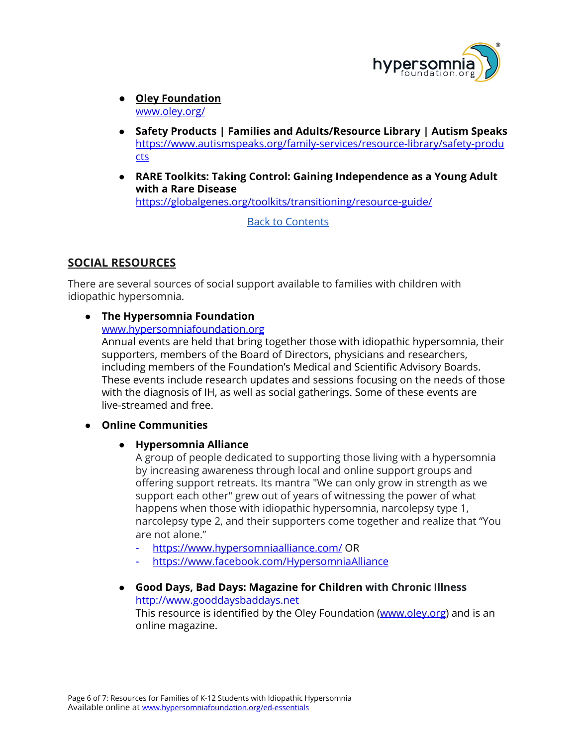- **Oley Foundation**
  www.oley.org/

- **Safety Products | Families and Adults/Resource Library | Autism Speaks**
  https://www.autismspeaks.org/family-services/resource-library/safety-products

- **RARE Toolkits: Taking Control: Gaining Independence as a Young Adult with a Rare Disease**
  https://globalgenes.org/toolkits/transitioning/resource-guide/

Back to Contents

## SOCIAL RESOURCES

There are several sources of social support available to families with children with idiopathic hypersomnia.

- **The Hypersomnia Foundation**
  www.hypersomniafoundation.org
  Annual events are held that bring together those with idiopathic hypersomnia, their supporters, members of the Board of Directors, physicians and researchers, including members of the Foundation's Medical and Scientific Advisory Boards. These events include research updates and sessions focusing on the needs of those with the diagnosis of IH, as well as social gatherings. Some of these events are live-streamed and free.

- **Online Communities**

  - **Hypersomnia Alliance**
    A group of people dedicated to supporting those living with a hypersomnia by increasing awareness through local and online support groups and offering support retreats. Its mantra "We can only grow in strength as we support each other" grew out of years of witnessing the power of what happens when those with idiopathic hypersomnia, narcolepsy type 1, narcolepsy type 2, and their supporters come together and realize that "You are not alone."
    - https://www.hypersomniaalliance.com/ OR
    - https://www.facebook.com/HypersomniaAlliance

  - **Good Days, Bad Days: Magazine for Children with Chronic Illness**
    http://www.gooddaysbaddays.net
    This resource is identified by the Oley Foundation (www.oley.org) and is an online magazine.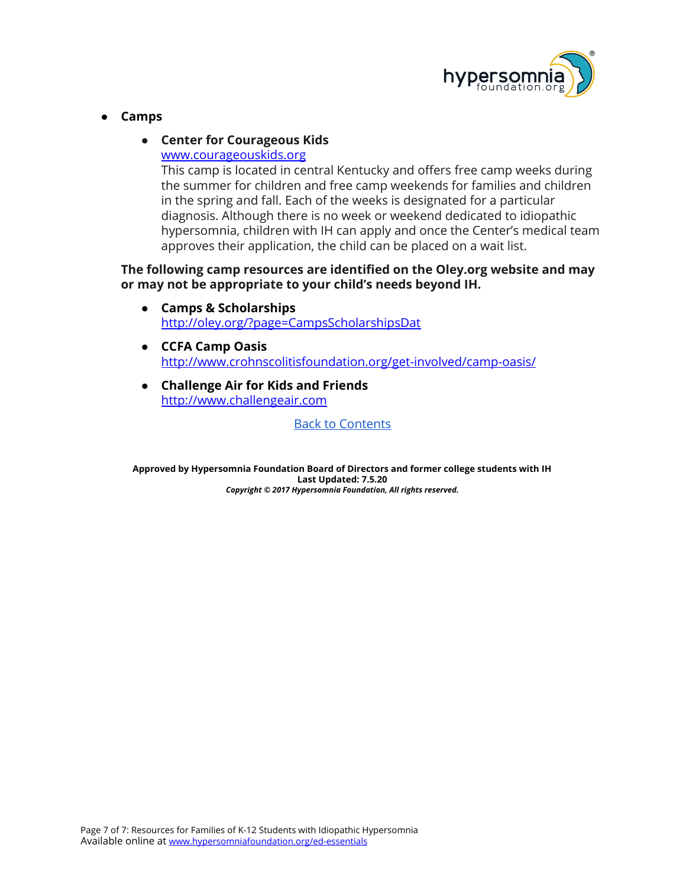- **Camps**

  - **Center for Courageous Kids**
    www.courageouskids.org
    This camp is located in central Kentucky and offers free camp weeks during the summer for children and free camp weekends for families and children in the spring and fall. Each of the weeks is designated for a particular diagnosis. Although there is no week or weekend dedicated to idiopathic hypersomnia, children with IH can apply and once the Center's medical team approves their application, the child can be placed on a wait list.

  **The following camp resources are identified on the Oley.org website and may or may not be appropriate to your child's needs beyond IH.**

  - **Camps & Scholarships**
    http://oley.org/?page=CampsScholarshipsDat

  - **CCFA Camp Oasis**
    http://www.crohnscolitisfoundation.org/get-involved/camp-oasis/

  - **Challenge Air for Kids and Friends**
    http://www.challengeair.com

Back to Contents

**Approved by Hypersomnia Foundation Board of Directors and former college students with IH**
**Last Updated: 7.5.20**
***Copyright © 2017 Hypersomnia Foundation, All rights reserved.***